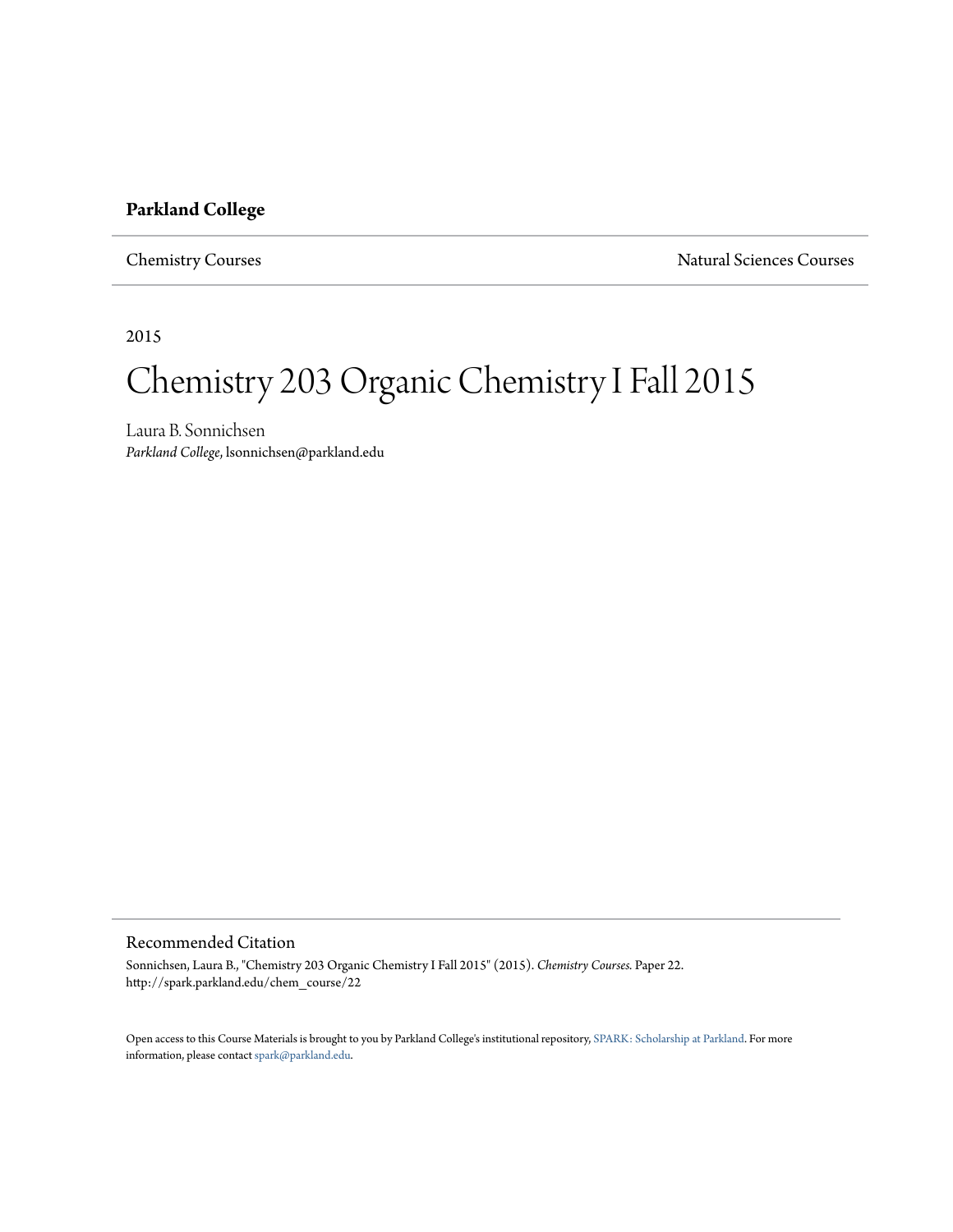**Parkland College**

Chemistry Courses | Natural Sciences Courses

2015

# Chemistry 203 Organic Chemistry I Fall 2015

Laura B. Sonnichsen
*Parkland College*, lsonnichsen@parkland.edu

## Recommended Citation

Sonnichsen, Laura B., "Chemistry 203 Organic Chemistry I Fall 2015" (2015). *Chemistry Courses.* Paper 22.
http://spark.parkland.edu/chem_course/22

Open access to this Course Materials is brought to you by Parkland College's institutional repository, SPARK: Scholarship at Parkland. For more information, please contact spark@parkland.edu.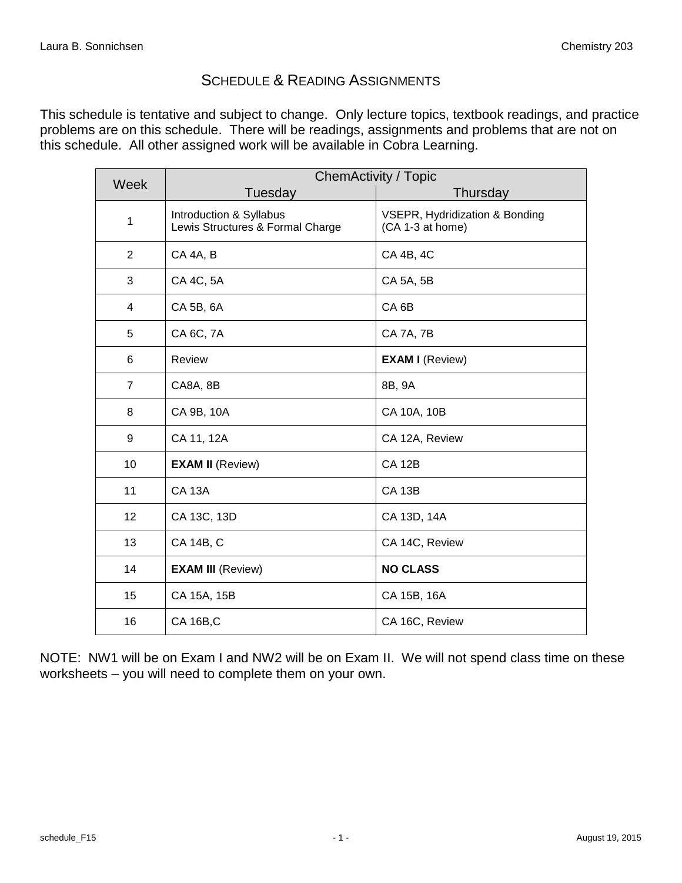# Schedule & Reading Assignments

This schedule is tentative and subject to change. Only lecture topics, textbook readings, and practice problems are on this schedule. There will be readings, assignments and problems that are not on this schedule. All other assigned work will be available in Cobra Learning.

| Week | ChemActivity / Topic | |
|---|---|---|
| | Tuesday | Thursday |
| 1 | Introduction & Syllabus<br>Lewis Structures & Formal Charge | VSEPR, Hydridization & Bonding<br>(CA 1-3 at home) |
| 2 | CA 4A, B | CA 4B, 4C |
| 3 | CA 4C, 5A | CA 5A, 5B |
| 4 | CA 5B, 6A | CA 6B |
| 5 | CA 6C, 7A | CA 7A, 7B |
| 6 | Review | **EXAM I** (Review) |
| 7 | CA8A, 8B | 8B, 9A |
| 8 | CA 9B, 10A | CA 10A, 10B |
| 9 | CA 11, 12A | CA 12A, Review |
| 10 | **EXAM II** (Review) | CA 12B |
| 11 | CA 13A | CA 13B |
| 12 | CA 13C, 13D | CA 13D, 14A |
| 13 | CA 14B, C | CA 14C, Review |
| 14 | **EXAM III** (Review) | **NO CLASS** |
| 15 | CA 15A, 15B | CA 15B, 16A |
| 16 | CA 16B,C | CA 16C, Review |

NOTE: NW1 will be on Exam I and NW2 will be on Exam II. We will not spend class time on these worksheets – you will need to complete them on your own.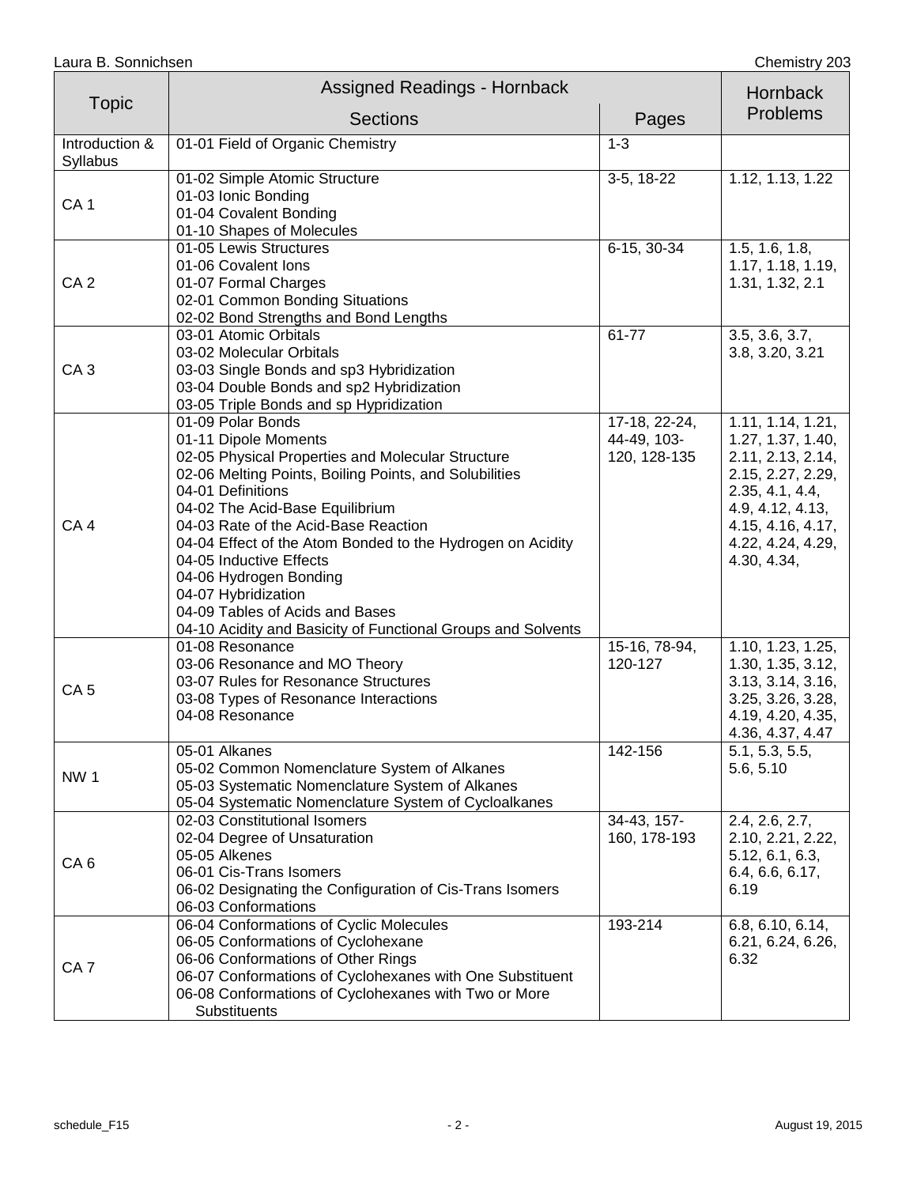| Topic | Assigned Readings - Hornback | | Hornback Problems |
|---|---|---|---|
| | Sections | Pages | |
| Introduction & Syllabus | 01-01 Field of Organic Chemistry | 1-3 | |
| CA 1 | 01-02 Simple Atomic Structure<br>01-03 Ionic Bonding<br>01-04 Covalent Bonding<br>01-10 Shapes of Molecules | 3-5, 18-22 | 1.12, 1.13, 1.22 |
| CA 2 | 01-05 Lewis Structures<br>01-06 Covalent Ions<br>01-07 Formal Charges<br>02-01 Common Bonding Situations<br>02-02 Bond Strengths and Bond Lengths | 6-15, 30-34 | 1.5, 1.6, 1.8, 1.17, 1.18, 1.19, 1.31, 1.32, 2.1 |
| CA 3 | 03-01 Atomic Orbitals<br>03-02 Molecular Orbitals<br>03-03 Single Bonds and sp3 Hybridization<br>03-04 Double Bonds and sp2 Hybridization<br>03-05 Triple Bonds and sp Hypridization | 61-77 | 3.5, 3.6, 3.7, 3.8, 3.20, 3.21 |
| CA 4 | 01-09 Polar Bonds<br>01-11 Dipole Moments<br>02-05 Physical Properties and Molecular Structure<br>02-06 Melting Points, Boiling Points, and Solubilities<br>04-01 Definitions<br>04-02 The Acid-Base Equilibrium<br>04-03 Rate of the Acid-Base Reaction<br>04-04 Effect of the Atom Bonded to the Hydrogen on Acidity<br>04-05 Inductive Effects<br>04-06 Hydrogen Bonding<br>04-07 Hybridization<br>04-09 Tables of Acids and Bases<br>04-10 Acidity and Basicity of Functional Groups and Solvents | 17-18, 22-24, 44-49, 103-120, 128-135 | 1.11, 1.14, 1.21, 1.27, 1.37, 1.40, 2.11, 2.13, 2.14, 2.15, 2.27, 2.29, 2.35, 4.1, 4.4, 4.9, 4.12, 4.13, 4.15, 4.16, 4.17, 4.22, 4.24, 4.29, 4.30, 4.34, |
| CA 5 | 01-08 Resonance<br>03-06 Resonance and MO Theory<br>03-07 Rules for Resonance Structures<br>03-08 Types of Resonance Interactions<br>04-08 Resonance | 15-16, 78-94, 120-127 | 1.10, 1.23, 1.25, 1.30, 1.35, 3.12, 3.13, 3.14, 3.16, 3.25, 3.26, 3.28, 4.19, 4.20, 4.35, 4.36, 4.37, 4.47 |
| NW 1 | 05-01 Alkanes<br>05-02 Common Nomenclature System of Alkanes<br>05-03 Systematic Nomenclature System of Alkanes<br>05-04 Systematic Nomenclature System of Cycloalkanes | 142-156 | 5.1, 5.3, 5.5, 5.6, 5.10 |
| CA 6 | 02-03 Constitutional Isomers<br>02-04 Degree of Unsaturation<br>05-05 Alkenes<br>06-01 Cis-Trans Isomers<br>06-02 Designating the Configuration of Cis-Trans Isomers<br>06-03 Conformations | 34-43, 157-160, 178-193 | 2.4, 2.6, 2.7, 2.10, 2.21, 2.22, 5.12, 6.1, 6.3, 6.4, 6.6, 6.17, 6.19 |
| CA 7 | 06-04 Conformations of Cyclic Molecules<br>06-05 Conformations of Cyclohexane<br>06-06 Conformations of Other Rings<br>06-07 Conformations of Cyclohexanes with One Substituent<br>06-08 Conformations of Cyclohexanes with Two or More Substituents | 193-214 | 6.8, 6.10, 6.14, 6.21, 6.24, 6.26, 6.32 |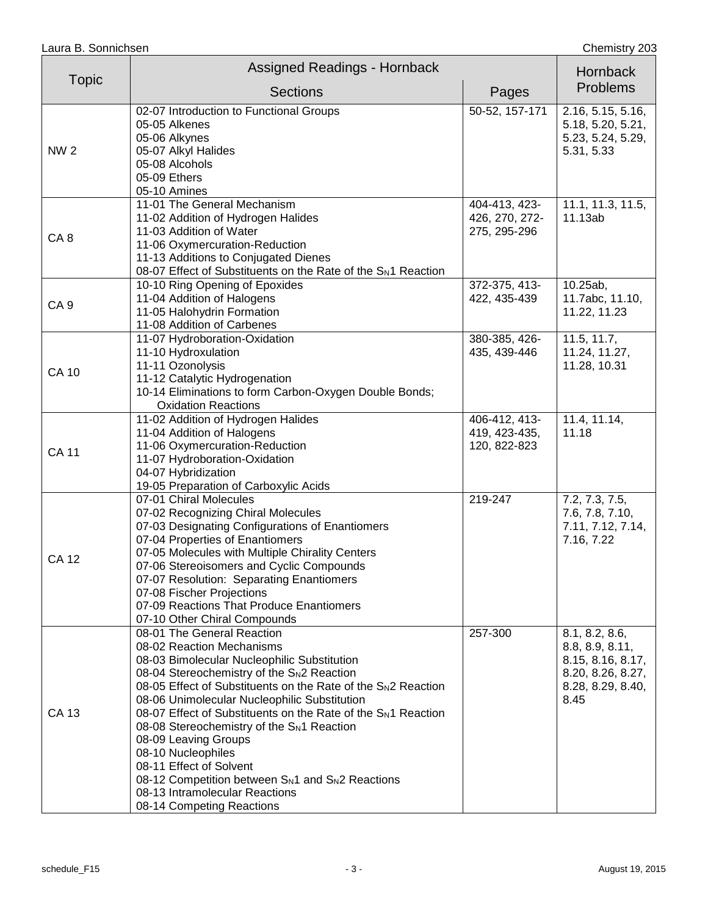| Topic | Assigned Readings - Hornback | | Hornback Problems |
|---|---|---|---|
| | Sections | Pages | |
| NW 2 | 02-07 Introduction to Functional Groups<br>05-05 Alkenes<br>05-06 Alkynes<br>05-07 Alkyl Halides<br>05-08 Alcohols<br>05-09 Ethers<br>05-10 Amines | 50-52, 157-171 | 2.16, 5.15, 5.16, 5.18, 5.20, 5.21, 5.23, 5.24, 5.29, 5.31, 5.33 |
| CA 8 | 11-01 The General Mechanism<br>11-02 Addition of Hydrogen Halides<br>11-03 Addition of Water<br>11-06 Oxymercuration-Reduction<br>11-13 Additions to Conjugated Dienes<br>08-07 Effect of Substituents on the Rate of the $S_N1$ Reaction | 404-413, 423-426, 270, 272-275, 295-296 | 11.1, 11.3, 11.5, 11.13ab |
| CA 9 | 10-10 Ring Opening of Epoxides<br>11-04 Addition of Halogens<br>11-05 Halohydrin Formation<br>11-08 Addition of Carbenes | 372-375, 413-422, 435-439 | 10.25ab, 11.7abc, 11.10, 11.22, 11.23 |
| CA 10 | 11-07 Hydroboration-Oxidation<br>11-10 Hydroxulation<br>11-11 Ozonolysis<br>11-12 Catalytic Hydrogenation<br>10-14 Eliminations to form Carbon-Oxygen Double Bonds; Oxidation Reactions | 380-385, 426-435, 439-446 | 11.5, 11.7, 11.24, 11.27, 11.28, 10.31 |
| CA 11 | 11-02 Addition of Hydrogen Halides<br>11-04 Addition of Halogens<br>11-06 Oxymercuration-Reduction<br>11-07 Hydroboration-Oxidation<br>04-07 Hybridization<br>19-05 Preparation of Carboxylic Acids | 406-412, 413-419, 423-435, 120, 822-823 | 11.4, 11.14, 11.18 |
| CA 12 | 07-01 Chiral Molecules<br>07-02 Recognizing Chiral Molecules<br>07-03 Designating Configurations of Enantiomers<br>07-04 Properties of Enantiomers<br>07-05 Molecules with Multiple Chirality Centers<br>07-06 Stereoisomers and Cyclic Compounds<br>07-07 Resolution: Separating Enantiomers<br>07-08 Fischer Projections<br>07-09 Reactions That Produce Enantiomers<br>07-10 Other Chiral Compounds | 219-247 | 7.2, 7.3, 7.5, 7.6, 7.8, 7.10, 7.11, 7.12, 7.14, 7.16, 7.22 |
| CA 13 | 08-01 The General Reaction<br>08-02 Reaction Mechanisms<br>08-03 Bimolecular Nucleophilic Substitution<br>08-04 Stereochemistry of the $S_N2$ Reaction<br>08-05 Effect of Substituents on the Rate of the $S_N2$ Reaction<br>08-06 Unimolecular Nucleophilic Substitution<br>08-07 Effect of Substituents on the Rate of the $S_N1$ Reaction<br>08-08 Stereochemistry of the $S_N1$ Reaction<br>08-09 Leaving Groups<br>08-10 Nucleophiles<br>08-11 Effect of Solvent<br>08-12 Competition between $S_N1$ and $S_N2$ Reactions<br>08-13 Intramolecular Reactions<br>08-14 Competing Reactions | 257-300 | 8.1, 8.2, 8.6, 8.8, 8.9, 8.11, 8.15, 8.16, 8.17, 8.20, 8.26, 8.27, 8.28, 8.29, 8.40, 8.45 |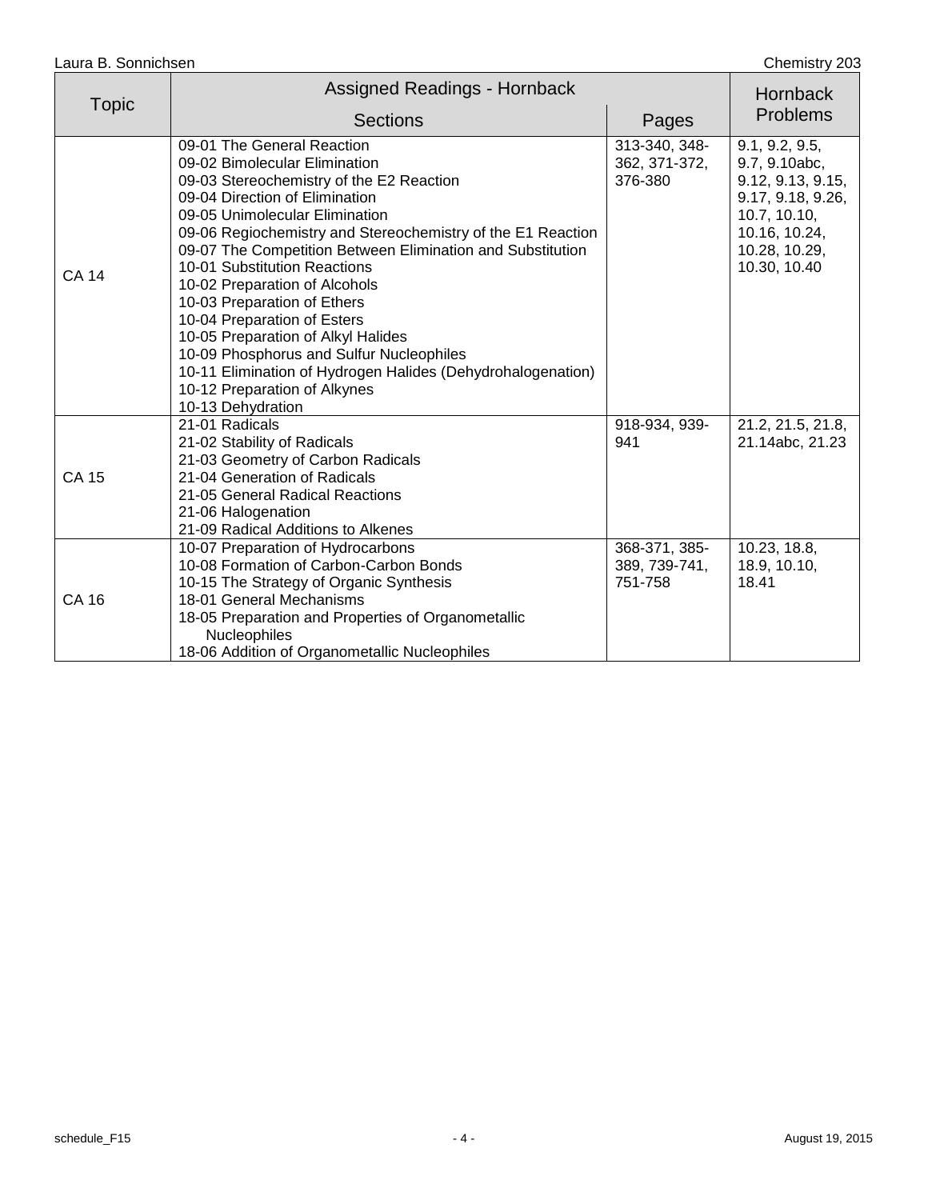| Topic | Assigned Readings - Hornback | | Hornback Problems |
|---|---|---|---|
| | Sections | Pages | |
| CA 14 | 09-01 The General Reaction<br>09-02 Bimolecular Elimination<br>09-03 Stereochemistry of the E2 Reaction<br>09-04 Direction of Elimination<br>09-05 Unimolecular Elimination<br>09-06 Regiochemistry and Stereochemistry of the E1 Reaction<br>09-07 The Competition Between Elimination and Substitution<br>10-01 Substitution Reactions<br>10-02 Preparation of Alcohols<br>10-03 Preparation of Ethers<br>10-04 Preparation of Esters<br>10-05 Preparation of Alkyl Halides<br>10-09 Phosphorus and Sulfur Nucleophiles<br>10-11 Elimination of Hydrogen Halides (Dehydrohalogenation)<br>10-12 Preparation of Alkynes<br>10-13 Dehydration | 313-340, 348-362, 371-372, 376-380 | 9.1, 9.2, 9.5, 9.7, 9.10abc, 9.12, 9.13, 9.15, 9.17, 9.18, 9.26, 10.7, 10.10, 10.16, 10.24, 10.28, 10.29, 10.30, 10.40 |
| CA 15 | 21-01 Radicals<br>21-02 Stability of Radicals<br>21-03 Geometry of Carbon Radicals<br>21-04 Generation of Radicals<br>21-05 General Radical Reactions<br>21-06 Halogenation<br>21-09 Radical Additions to Alkenes | 918-934, 939-941 | 21.2, 21.5, 21.8, 21.14abc, 21.23 |
| CA 16 | 10-07 Preparation of Hydrocarbons<br>10-08 Formation of Carbon-Carbon Bonds<br>10-15 The Strategy of Organic Synthesis<br>18-01 General Mechanisms<br>18-05 Preparation and Properties of Organometallic Nucleophiles<br>18-06 Addition of Organometallic Nucleophiles | 368-371, 385-389, 739-741, 751-758 | 10.23, 18.8, 18.9, 10.10, 18.41 |